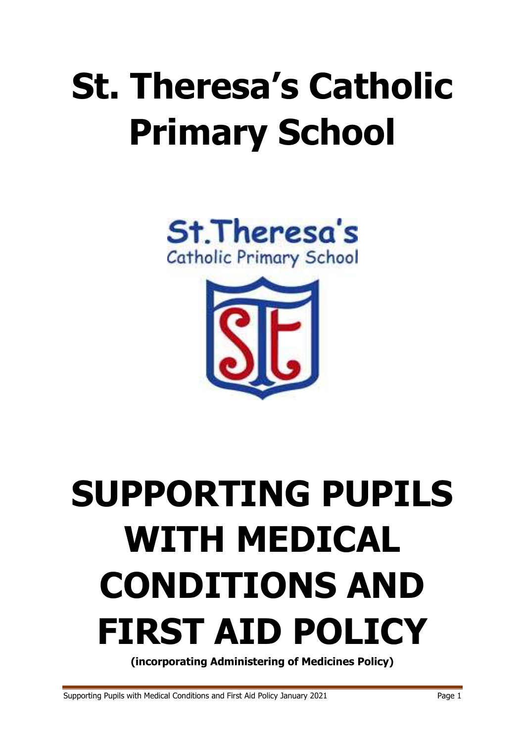# St. Theresa's Catholic Primary School

St.Theresa's
Catholic Primary School

# SUPPORTING PUPILS WITH MEDICAL CONDITIONS AND FIRST AID POLICY

**(incorporating Administering of Medicines Policy)**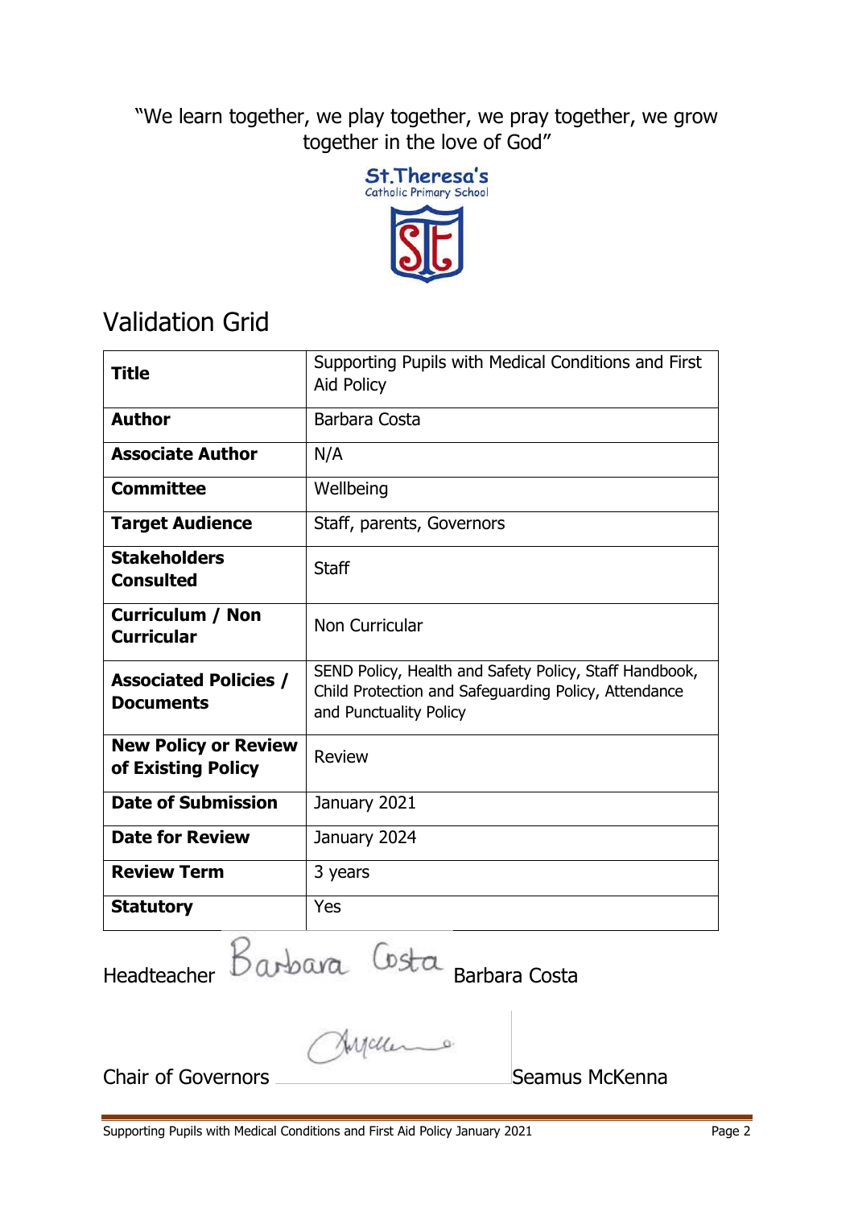"We learn together, we play together, we pray together, we grow together in the love of God"

St.Theresa's
Catholic Primary School

# Validation Grid

| **Title** | Supporting Pupils with Medical Conditions and First Aid Policy |
|---|---|
| **Author** | Barbara Costa |
| **Associate Author** | N/A |
| **Committee** | Wellbeing |
| **Target Audience** | Staff, parents, Governors |
| **Stakeholders Consulted** | Staff |
| **Curriculum / Non Curricular** | Non Curricular |
| **Associated Policies / Documents** | SEND Policy, Health and Safety Policy, Staff Handbook, Child Protection and Safeguarding Policy, Attendance and Punctuality Policy |
| **New Policy or Review of Existing Policy** | Review |
| **Date of Submission** | January 2021 |
| **Date for Review** | January 2024 |
| **Review Term** | 3 years |
| **Statutory** | Yes |

Headteacher Barbara Costa Barbara Costa

Chair of Governors Seamus McKenna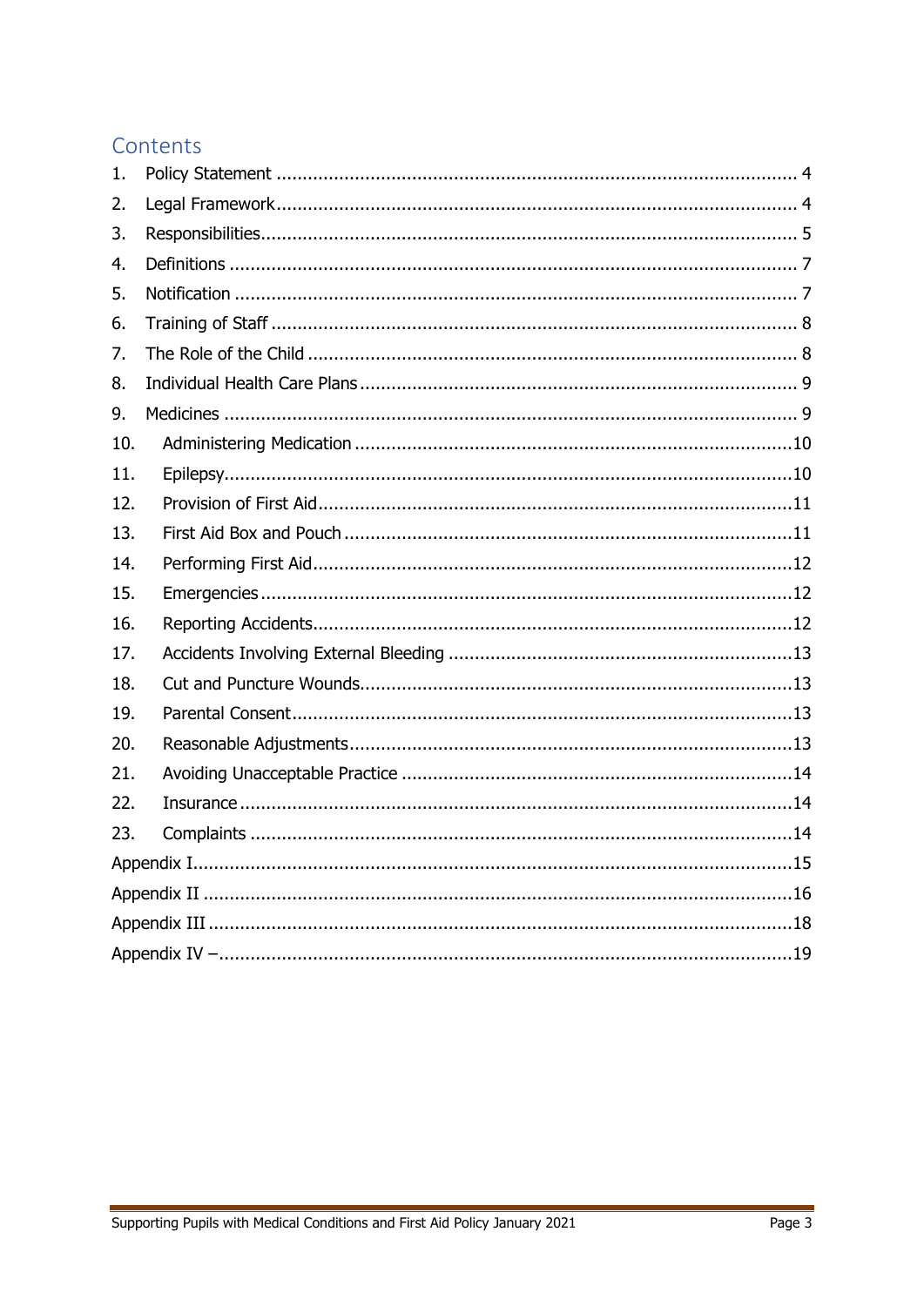## Contents

1. Policy Statement ... 4
2. Legal Framework ... 4
3. Responsibilities ... 5
4. Definitions ... 7
5. Notification ... 7
6. Training of Staff ... 8
7. The Role of the Child ... 8
8. Individual Health Care Plans ... 9
9. Medicines ... 9
10. Administering Medication ... 10
11. Epilepsy ... 10
12. Provision of First Aid ... 11
13. First Aid Box and Pouch ... 11
14. Performing First Aid ... 12
15. Emergencies ... 12
16. Reporting Accidents ... 12
17. Accidents Involving External Bleeding ... 13
18. Cut and Puncture Wounds ... 13
19. Parental Consent ... 13
20. Reasonable Adjustments ... 13
21. Avoiding Unacceptable Practice ... 14
22. Insurance ... 14
23. Complaints ... 14

Appendix I ... 15

Appendix II ... 16

Appendix III ... 18

Appendix IV – ... 19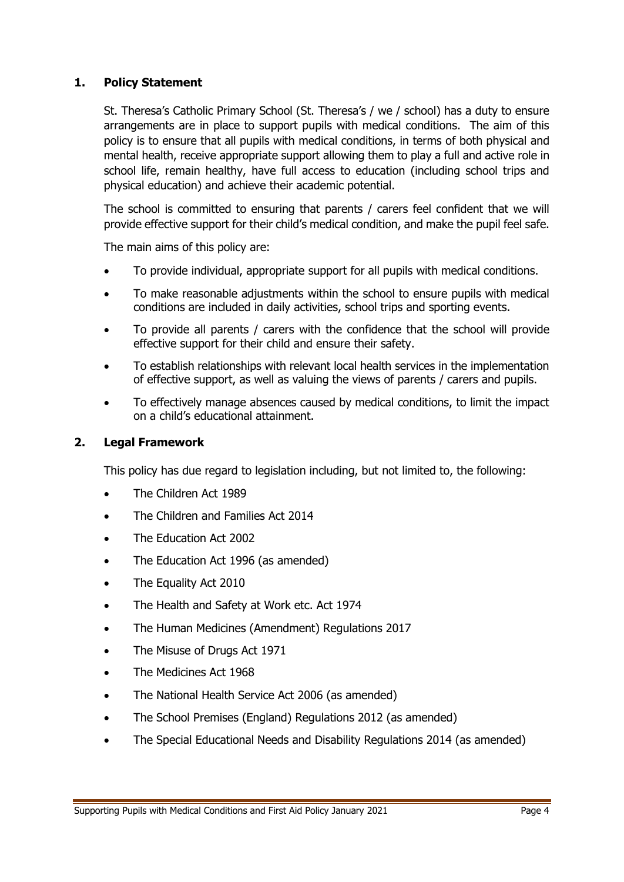## 1. Policy Statement

St. Theresa's Catholic Primary School (St. Theresa's / we / school) has a duty to ensure arrangements are in place to support pupils with medical conditions. The aim of this policy is to ensure that all pupils with medical conditions, in terms of both physical and mental health, receive appropriate support allowing them to play a full and active role in school life, remain healthy, have full access to education (including school trips and physical education) and achieve their academic potential.

The school is committed to ensuring that parents / carers feel confident that we will provide effective support for their child's medical condition, and make the pupil feel safe.

The main aims of this policy are:

- To provide individual, appropriate support for all pupils with medical conditions.
- To make reasonable adjustments within the school to ensure pupils with medical conditions are included in daily activities, school trips and sporting events.
- To provide all parents / carers with the confidence that the school will provide effective support for their child and ensure their safety.
- To establish relationships with relevant local health services in the implementation of effective support, as well as valuing the views of parents / carers and pupils.
- To effectively manage absences caused by medical conditions, to limit the impact on a child's educational attainment.

## 2. Legal Framework

This policy has due regard to legislation including, but not limited to, the following:

- The Children Act 1989
- The Children and Families Act 2014
- The Education Act 2002
- The Education Act 1996 (as amended)
- The Equality Act 2010
- The Health and Safety at Work etc. Act 1974
- The Human Medicines (Amendment) Regulations 2017
- The Misuse of Drugs Act 1971
- The Medicines Act 1968
- The National Health Service Act 2006 (as amended)
- The School Premises (England) Regulations 2012 (as amended)
- The Special Educational Needs and Disability Regulations 2014 (as amended)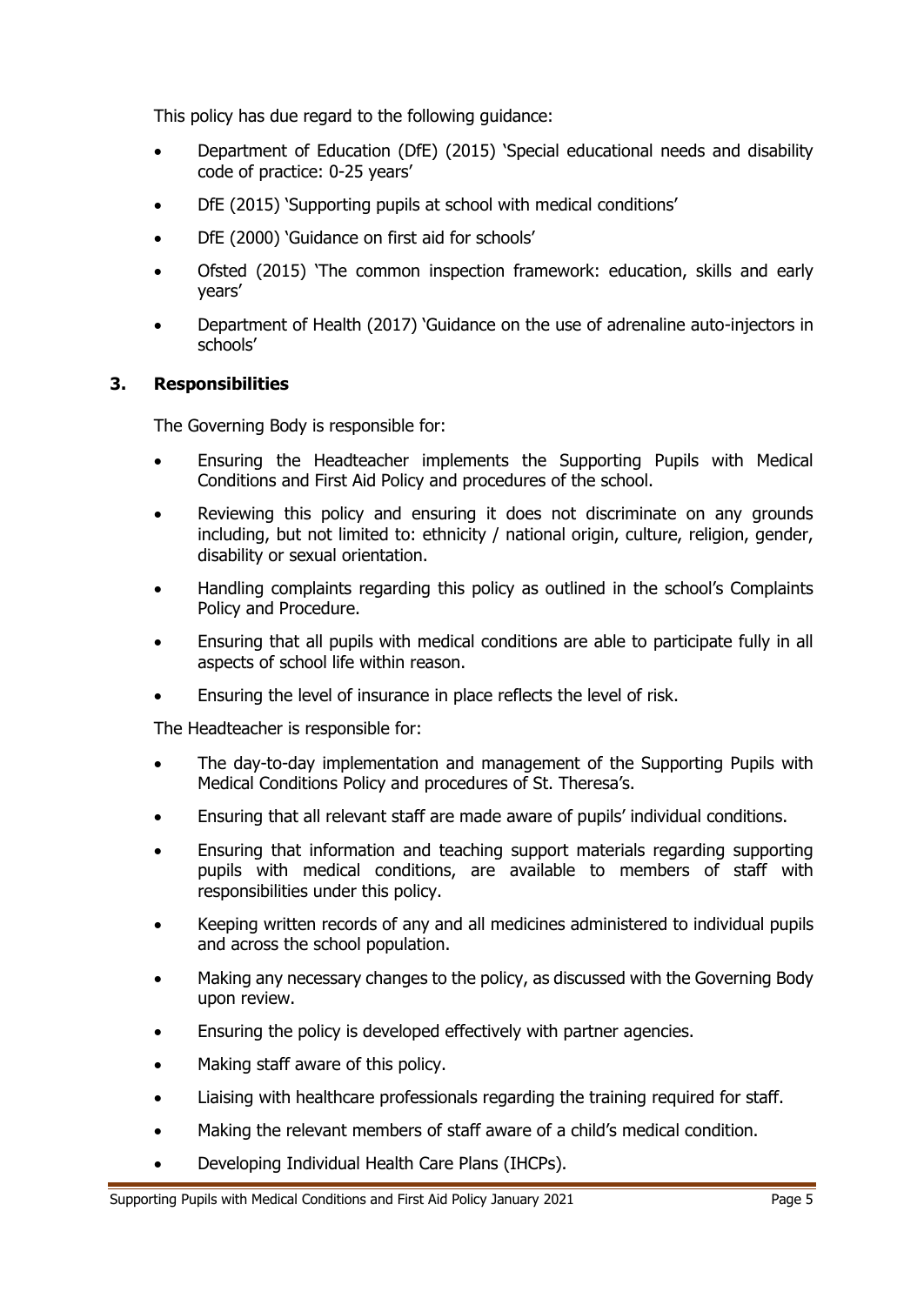This policy has due regard to the following guidance:

- Department of Education (DfE) (2015) 'Special educational needs and disability code of practice: 0-25 years'
- DfE (2015) 'Supporting pupils at school with medical conditions'
- DfE (2000) 'Guidance on first aid for schools'
- Ofsted (2015) 'The common inspection framework: education, skills and early years'
- Department of Health (2017) 'Guidance on the use of adrenaline auto-injectors in schools'

## 3. Responsibilities

The Governing Body is responsible for:

- Ensuring the Headteacher implements the Supporting Pupils with Medical Conditions and First Aid Policy and procedures of the school.
- Reviewing this policy and ensuring it does not discriminate on any grounds including, but not limited to: ethnicity / national origin, culture, religion, gender, disability or sexual orientation.
- Handling complaints regarding this policy as outlined in the school's Complaints Policy and Procedure.
- Ensuring that all pupils with medical conditions are able to participate fully in all aspects of school life within reason.
- Ensuring the level of insurance in place reflects the level of risk.

The Headteacher is responsible for:

- The day-to-day implementation and management of the Supporting Pupils with Medical Conditions Policy and procedures of St. Theresa's.
- Ensuring that all relevant staff are made aware of pupils' individual conditions.
- Ensuring that information and teaching support materials regarding supporting pupils with medical conditions, are available to members of staff with responsibilities under this policy.
- Keeping written records of any and all medicines administered to individual pupils and across the school population.
- Making any necessary changes to the policy, as discussed with the Governing Body upon review.
- Ensuring the policy is developed effectively with partner agencies.
- Making staff aware of this policy.
- Liaising with healthcare professionals regarding the training required for staff.
- Making the relevant members of staff aware of a child's medical condition.
- Developing Individual Health Care Plans (IHCPs).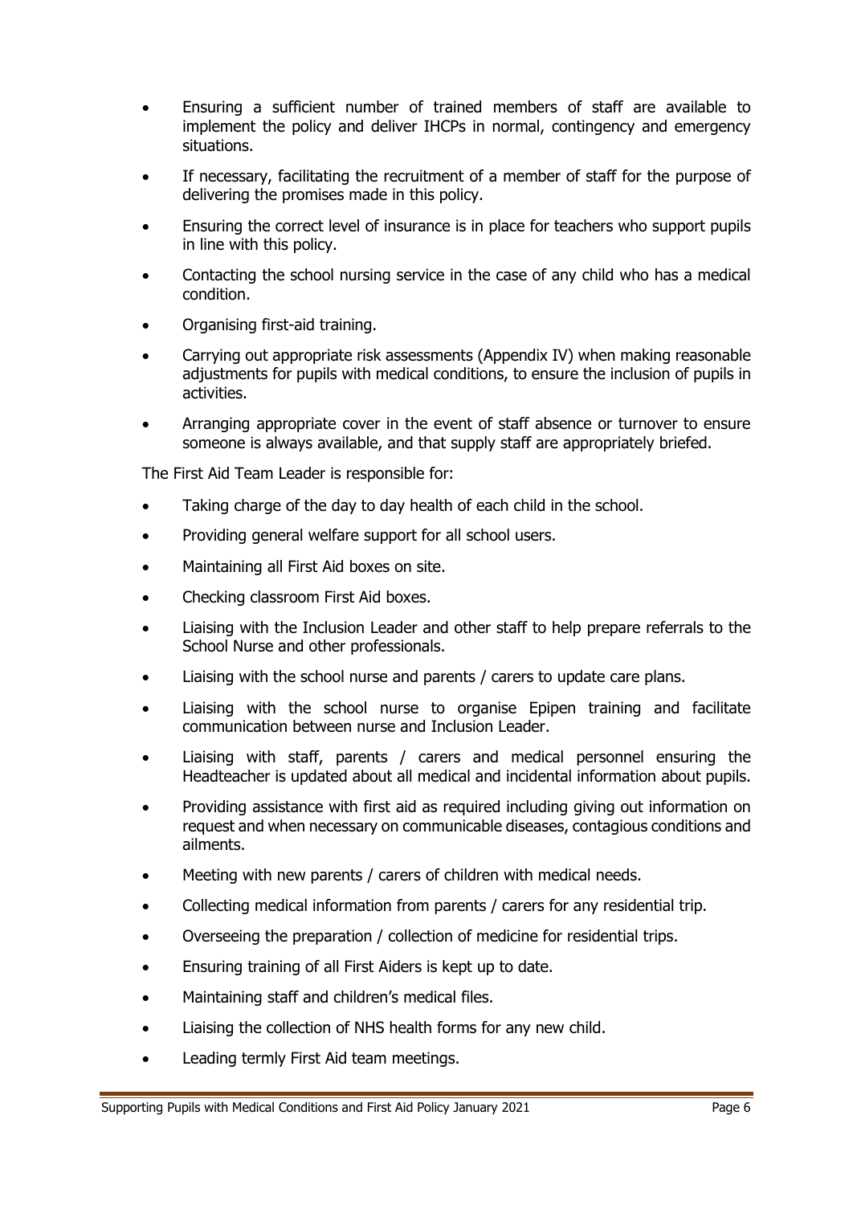- Ensuring a sufficient number of trained members of staff are available to implement the policy and deliver IHCPs in normal, contingency and emergency situations.
- If necessary, facilitating the recruitment of a member of staff for the purpose of delivering the promises made in this policy.
- Ensuring the correct level of insurance is in place for teachers who support pupils in line with this policy.
- Contacting the school nursing service in the case of any child who has a medical condition.
- Organising first-aid training.
- Carrying out appropriate risk assessments (Appendix IV) when making reasonable adjustments for pupils with medical conditions, to ensure the inclusion of pupils in activities.
- Arranging appropriate cover in the event of staff absence or turnover to ensure someone is always available, and that supply staff are appropriately briefed.

The First Aid Team Leader is responsible for:

- Taking charge of the day to day health of each child in the school.
- Providing general welfare support for all school users.
- Maintaining all First Aid boxes on site.
- Checking classroom First Aid boxes.
- Liaising with the Inclusion Leader and other staff to help prepare referrals to the School Nurse and other professionals.
- Liaising with the school nurse and parents / carers to update care plans.
- Liaising with the school nurse to organise Epipen training and facilitate communication between nurse and Inclusion Leader.
- Liaising with staff, parents / carers and medical personnel ensuring the Headteacher is updated about all medical and incidental information about pupils.
- Providing assistance with first aid as required including giving out information on request and when necessary on communicable diseases, contagious conditions and ailments.
- Meeting with new parents / carers of children with medical needs.
- Collecting medical information from parents / carers for any residential trip.
- Overseeing the preparation / collection of medicine for residential trips.
- Ensuring training of all First Aiders is kept up to date.
- Maintaining staff and children's medical files.
- Liaising the collection of NHS health forms for any new child.
- Leading termly First Aid team meetings.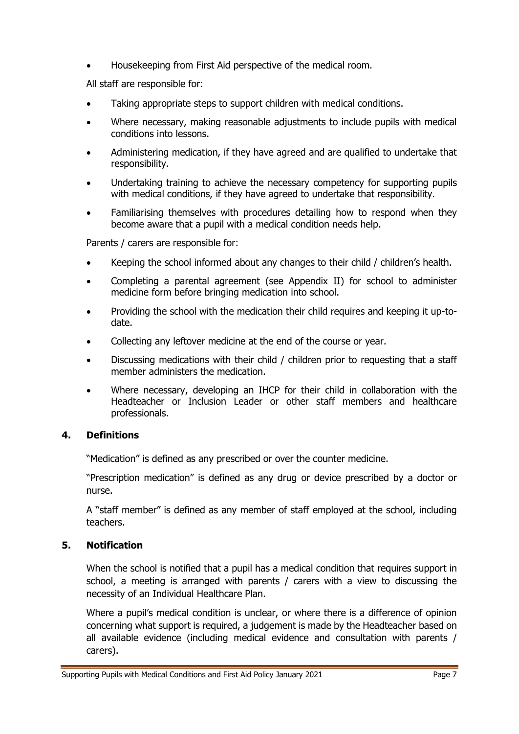- Housekeeping from First Aid perspective of the medical room.

All staff are responsible for:

- Taking appropriate steps to support children with medical conditions.
- Where necessary, making reasonable adjustments to include pupils with medical conditions into lessons.
- Administering medication, if they have agreed and are qualified to undertake that responsibility.
- Undertaking training to achieve the necessary competency for supporting pupils with medical conditions, if they have agreed to undertake that responsibility.
- Familiarising themselves with procedures detailing how to respond when they become aware that a pupil with a medical condition needs help.

Parents / carers are responsible for:

- Keeping the school informed about any changes to their child / children's health.
- Completing a parental agreement (see Appendix II) for school to administer medicine form before bringing medication into school.
- Providing the school with the medication their child requires and keeping it up-to-date.
- Collecting any leftover medicine at the end of the course or year.
- Discussing medications with their child / children prior to requesting that a staff member administers the medication.
- Where necessary, developing an IHCP for their child in collaboration with the Headteacher or Inclusion Leader or other staff members and healthcare professionals.

## 4. Definitions

"Medication" is defined as any prescribed or over the counter medicine.

"Prescription medication" is defined as any drug or device prescribed by a doctor or nurse.

A "staff member" is defined as any member of staff employed at the school, including teachers.

## 5. Notification

When the school is notified that a pupil has a medical condition that requires support in school, a meeting is arranged with parents / carers with a view to discussing the necessity of an Individual Healthcare Plan.

Where a pupil's medical condition is unclear, or where there is a difference of opinion concerning what support is required, a judgement is made by the Headteacher based on all available evidence (including medical evidence and consultation with parents / carers).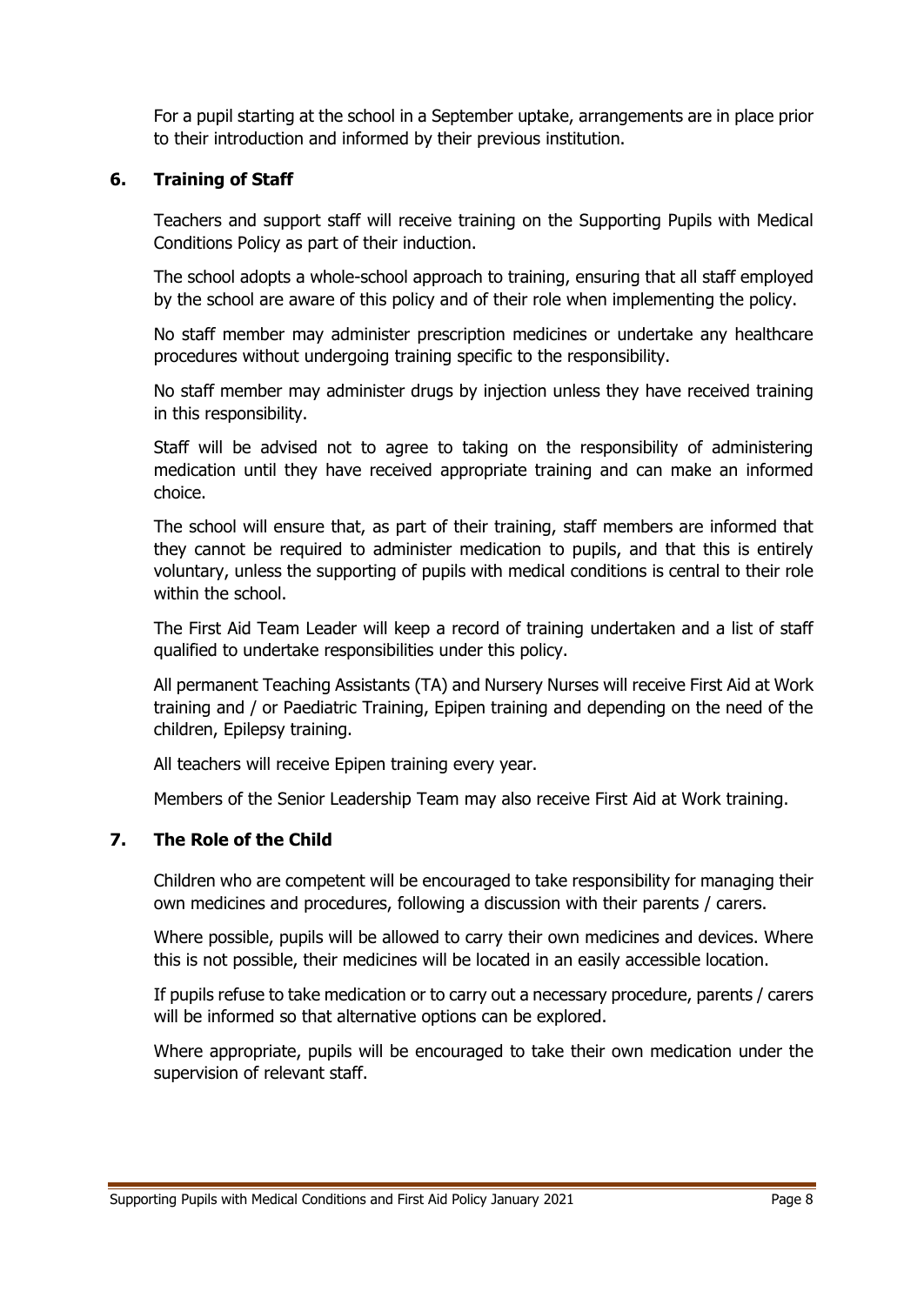For a pupil starting at the school in a September uptake, arrangements are in place prior to their introduction and informed by their previous institution.

## 6. Training of Staff

Teachers and support staff will receive training on the Supporting Pupils with Medical Conditions Policy as part of their induction.

The school adopts a whole-school approach to training, ensuring that all staff employed by the school are aware of this policy and of their role when implementing the policy.

No staff member may administer prescription medicines or undertake any healthcare procedures without undergoing training specific to the responsibility.

No staff member may administer drugs by injection unless they have received training in this responsibility.

Staff will be advised not to agree to taking on the responsibility of administering medication until they have received appropriate training and can make an informed choice.

The school will ensure that, as part of their training, staff members are informed that they cannot be required to administer medication to pupils, and that this is entirely voluntary, unless the supporting of pupils with medical conditions is central to their role within the school.

The First Aid Team Leader will keep a record of training undertaken and a list of staff qualified to undertake responsibilities under this policy.

All permanent Teaching Assistants (TA) and Nursery Nurses will receive First Aid at Work training and / or Paediatric Training, Epipen training and depending on the need of the children, Epilepsy training.

All teachers will receive Epipen training every year.

Members of the Senior Leadership Team may also receive First Aid at Work training.

## 7. The Role of the Child

Children who are competent will be encouraged to take responsibility for managing their own medicines and procedures, following a discussion with their parents / carers.

Where possible, pupils will be allowed to carry their own medicines and devices. Where this is not possible, their medicines will be located in an easily accessible location.

If pupils refuse to take medication or to carry out a necessary procedure, parents / carers will be informed so that alternative options can be explored.

Where appropriate, pupils will be encouraged to take their own medication under the supervision of relevant staff.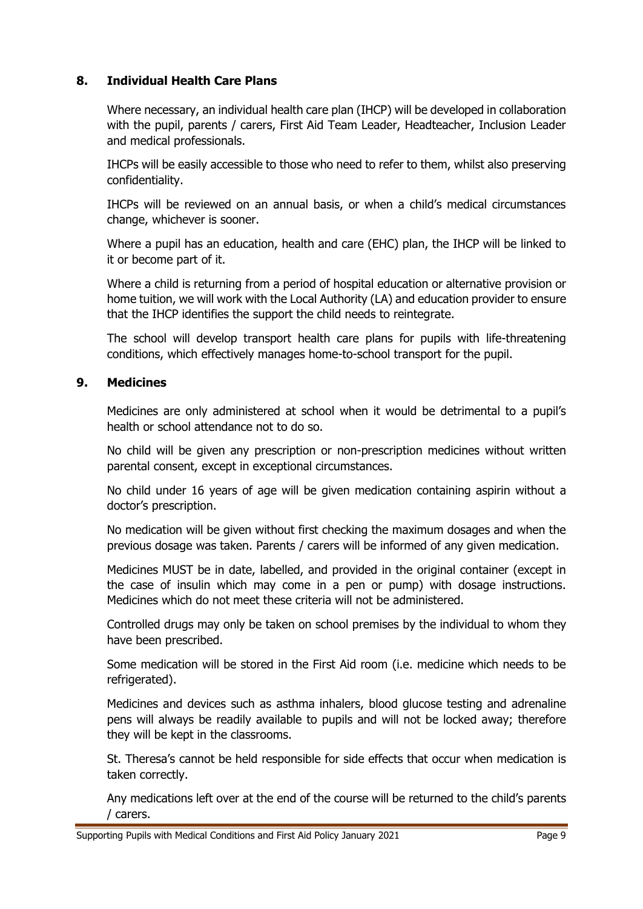## 8. Individual Health Care Plans

Where necessary, an individual health care plan (IHCP) will be developed in collaboration with the pupil, parents / carers, First Aid Team Leader, Headteacher, Inclusion Leader and medical professionals.

IHCPs will be easily accessible to those who need to refer to them, whilst also preserving confidentiality.

IHCPs will be reviewed on an annual basis, or when a child's medical circumstances change, whichever is sooner.

Where a pupil has an education, health and care (EHC) plan, the IHCP will be linked to it or become part of it.

Where a child is returning from a period of hospital education or alternative provision or home tuition, we will work with the Local Authority (LA) and education provider to ensure that the IHCP identifies the support the child needs to reintegrate.

The school will develop transport health care plans for pupils with life-threatening conditions, which effectively manages home-to-school transport for the pupil.

## 9. Medicines

Medicines are only administered at school when it would be detrimental to a pupil's health or school attendance not to do so.

No child will be given any prescription or non-prescription medicines without written parental consent, except in exceptional circumstances.

No child under 16 years of age will be given medication containing aspirin without a doctor's prescription.

No medication will be given without first checking the maximum dosages and when the previous dosage was taken. Parents / carers will be informed of any given medication.

Medicines MUST be in date, labelled, and provided in the original container (except in the case of insulin which may come in a pen or pump) with dosage instructions. Medicines which do not meet these criteria will not be administered.

Controlled drugs may only be taken on school premises by the individual to whom they have been prescribed.

Some medication will be stored in the First Aid room (i.e. medicine which needs to be refrigerated).

Medicines and devices such as asthma inhalers, blood glucose testing and adrenaline pens will always be readily available to pupils and will not be locked away; therefore they will be kept in the classrooms.

St. Theresa's cannot be held responsible for side effects that occur when medication is taken correctly.

Any medications left over at the end of the course will be returned to the child's parents / carers.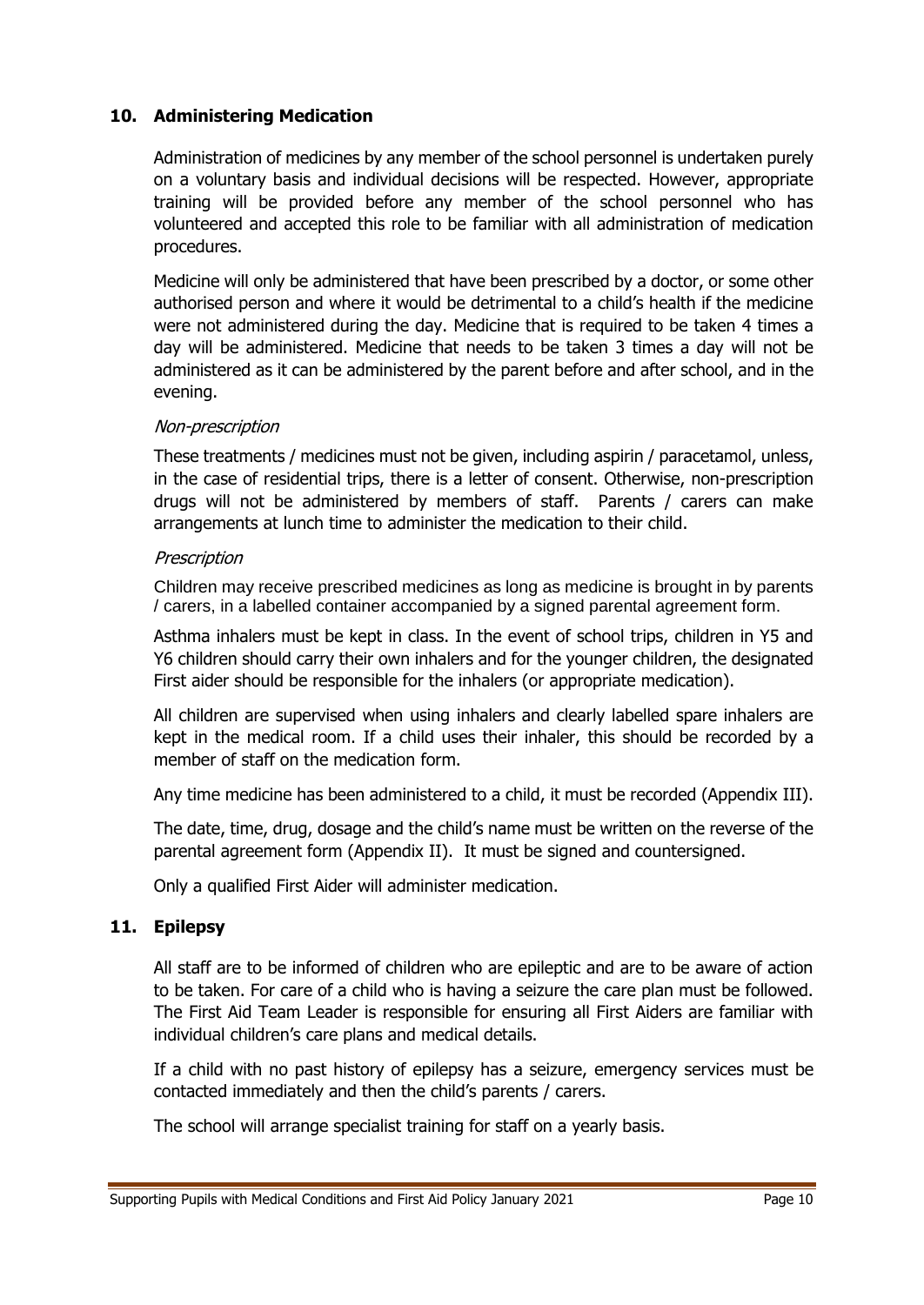## 10. Administering Medication

Administration of medicines by any member of the school personnel is undertaken purely on a voluntary basis and individual decisions will be respected. However, appropriate training will be provided before any member of the school personnel who has volunteered and accepted this role to be familiar with all administration of medication procedures.

Medicine will only be administered that have been prescribed by a doctor, or some other authorised person and where it would be detrimental to a child's health if the medicine were not administered during the day. Medicine that is required to be taken 4 times a day will be administered. Medicine that needs to be taken 3 times a day will not be administered as it can be administered by the parent before and after school, and in the evening.

*Non-prescription*

These treatments / medicines must not be given, including aspirin / paracetamol, unless, in the case of residential trips, there is a letter of consent. Otherwise, non-prescription drugs will not be administered by members of staff. Parents / carers can make arrangements at lunch time to administer the medication to their child.

*Prescription*

Children may receive prescribed medicines as long as medicine is brought in by parents / carers, in a labelled container accompanied by a signed parental agreement form.

Asthma inhalers must be kept in class. In the event of school trips, children in Y5 and Y6 children should carry their own inhalers and for the younger children, the designated First aider should be responsible for the inhalers (or appropriate medication).

All children are supervised when using inhalers and clearly labelled spare inhalers are kept in the medical room. If a child uses their inhaler, this should be recorded by a member of staff on the medication form.

Any time medicine has been administered to a child, it must be recorded (Appendix III).

The date, time, drug, dosage and the child's name must be written on the reverse of the parental agreement form (Appendix II). It must be signed and countersigned.

Only a qualified First Aider will administer medication.

## 11. Epilepsy

All staff are to be informed of children who are epileptic and are to be aware of action to be taken. For care of a child who is having a seizure the care plan must be followed. The First Aid Team Leader is responsible for ensuring all First Aiders are familiar with individual children's care plans and medical details.

If a child with no past history of epilepsy has a seizure, emergency services must be contacted immediately and then the child's parents / carers.

The school will arrange specialist training for staff on a yearly basis.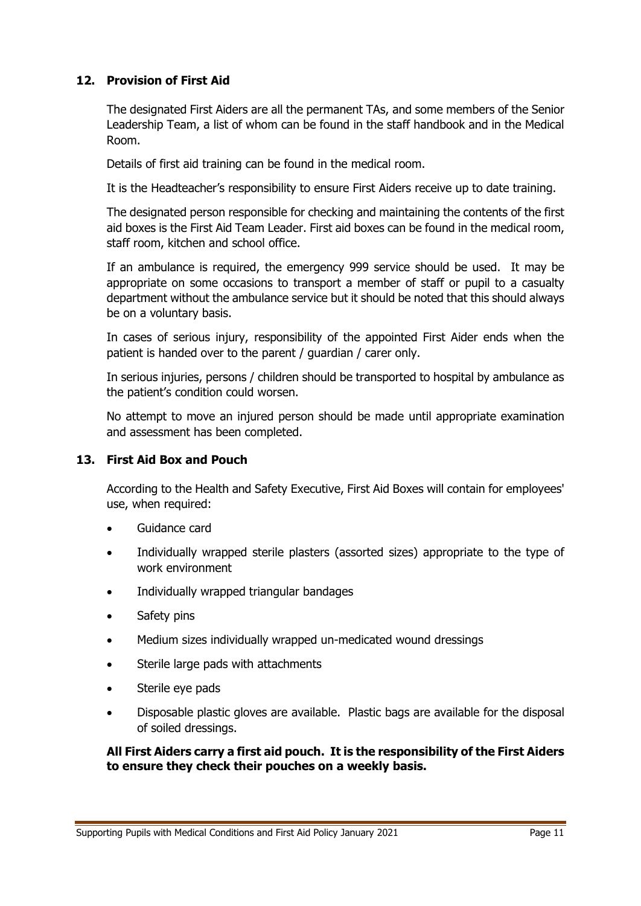## 12. Provision of First Aid

The designated First Aiders are all the permanent TAs, and some members of the Senior Leadership Team, a list of whom can be found in the staff handbook and in the Medical Room.

Details of first aid training can be found in the medical room.

It is the Headteacher's responsibility to ensure First Aiders receive up to date training.

The designated person responsible for checking and maintaining the contents of the first aid boxes is the First Aid Team Leader. First aid boxes can be found in the medical room, staff room, kitchen and school office.

If an ambulance is required, the emergency 999 service should be used. It may be appropriate on some occasions to transport a member of staff or pupil to a casualty department without the ambulance service but it should be noted that this should always be on a voluntary basis.

In cases of serious injury, responsibility of the appointed First Aider ends when the patient is handed over to the parent / guardian / carer only.

In serious injuries, persons / children should be transported to hospital by ambulance as the patient's condition could worsen.

No attempt to move an injured person should be made until appropriate examination and assessment has been completed.

## 13. First Aid Box and Pouch

According to the Health and Safety Executive, First Aid Boxes will contain for employees' use, when required:

- Guidance card
- Individually wrapped sterile plasters (assorted sizes) appropriate to the type of work environment
- Individually wrapped triangular bandages
- Safety pins
- Medium sizes individually wrapped un-medicated wound dressings
- Sterile large pads with attachments
- Sterile eye pads
- Disposable plastic gloves are available. Plastic bags are available for the disposal of soiled dressings.

**All First Aiders carry a first aid pouch. It is the responsibility of the First Aiders to ensure they check their pouches on a weekly basis.**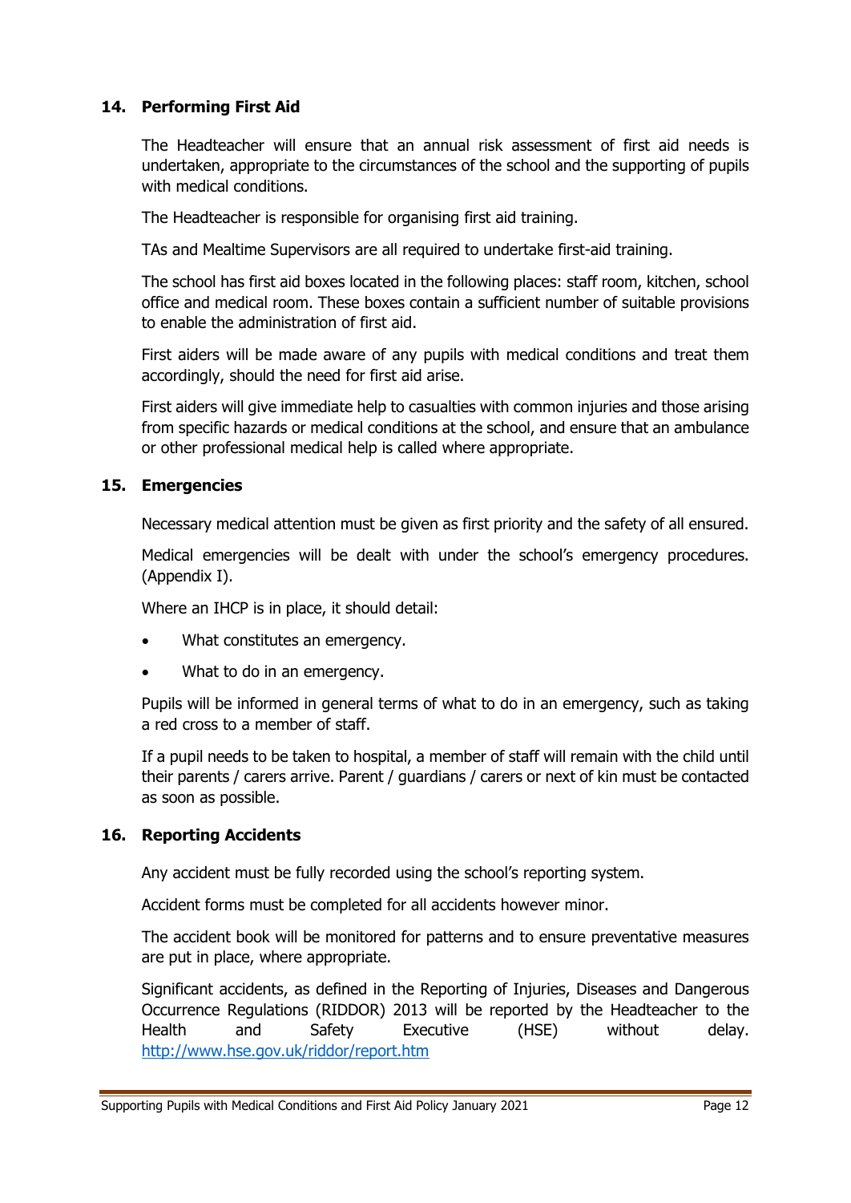## 14. Performing First Aid

The Headteacher will ensure that an annual risk assessment of first aid needs is undertaken, appropriate to the circumstances of the school and the supporting of pupils with medical conditions.

The Headteacher is responsible for organising first aid training.

TAs and Mealtime Supervisors are all required to undertake first-aid training.

The school has first aid boxes located in the following places: staff room, kitchen, school office and medical room. These boxes contain a sufficient number of suitable provisions to enable the administration of first aid.

First aiders will be made aware of any pupils with medical conditions and treat them accordingly, should the need for first aid arise.

First aiders will give immediate help to casualties with common injuries and those arising from specific hazards or medical conditions at the school, and ensure that an ambulance or other professional medical help is called where appropriate.

## 15. Emergencies

Necessary medical attention must be given as first priority and the safety of all ensured.

Medical emergencies will be dealt with under the school's emergency procedures. (Appendix I).

Where an IHCP is in place, it should detail:

- What constitutes an emergency.
- What to do in an emergency.

Pupils will be informed in general terms of what to do in an emergency, such as taking a red cross to a member of staff.

If a pupil needs to be taken to hospital, a member of staff will remain with the child until their parents / carers arrive. Parent / guardians / carers or next of kin must be contacted as soon as possible.

## 16. Reporting Accidents

Any accident must be fully recorded using the school's reporting system.

Accident forms must be completed for all accidents however minor.

The accident book will be monitored for patterns and to ensure preventative measures are put in place, where appropriate.

Significant accidents, as defined in the Reporting of Injuries, Diseases and Dangerous Occurrence Regulations (RIDDOR) 2013 will be reported by the Headteacher to the Health and Safety Executive (HSE) without delay. http://www.hse.gov.uk/riddor/report.htm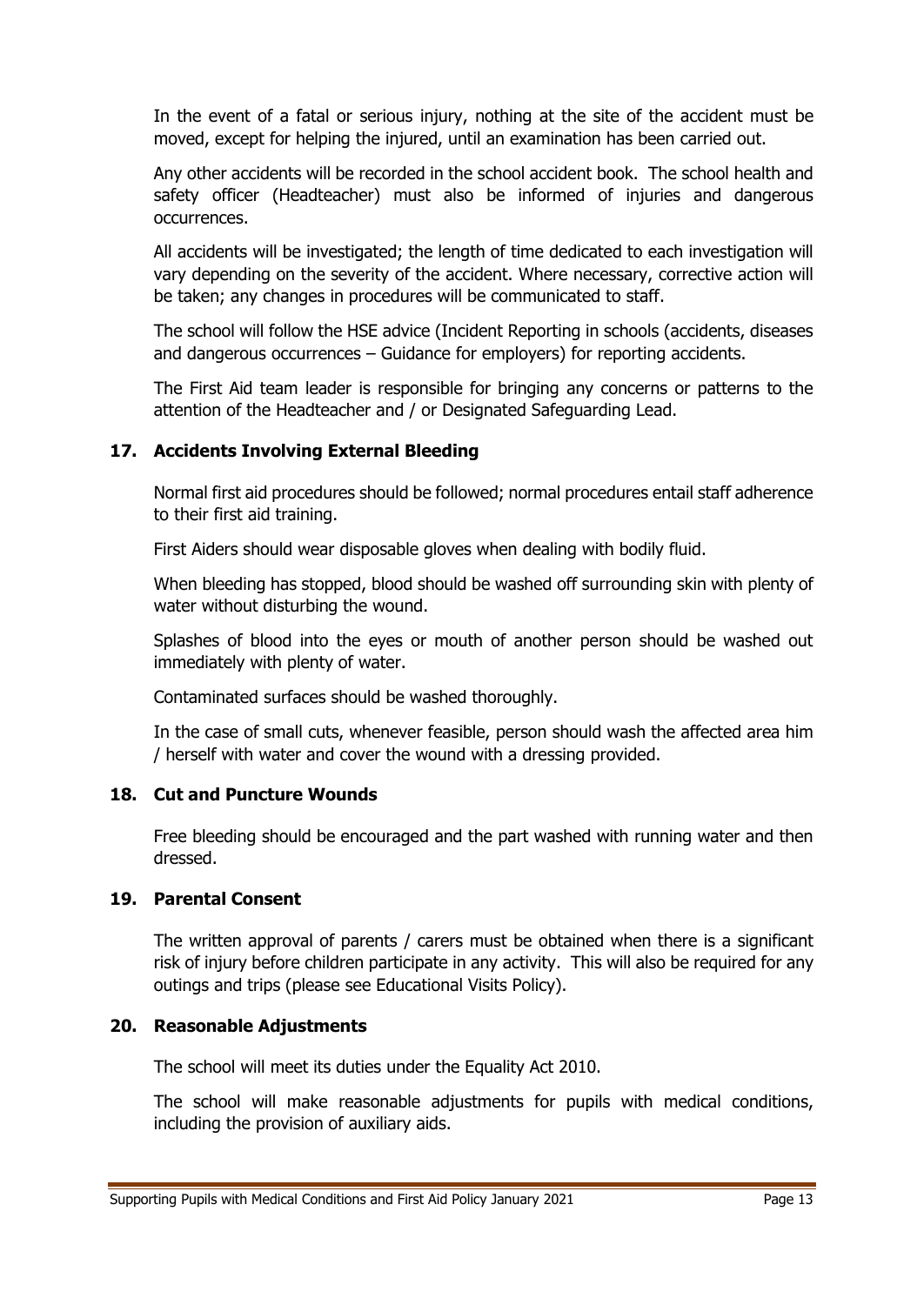In the event of a fatal or serious injury, nothing at the site of the accident must be moved, except for helping the injured, until an examination has been carried out.

Any other accidents will be recorded in the school accident book. The school health and safety officer (Headteacher) must also be informed of injuries and dangerous occurrences.

All accidents will be investigated; the length of time dedicated to each investigation will vary depending on the severity of the accident. Where necessary, corrective action will be taken; any changes in procedures will be communicated to staff.

The school will follow the HSE advice (Incident Reporting in schools (accidents, diseases and dangerous occurrences – Guidance for employers) for reporting accidents.

The First Aid team leader is responsible for bringing any concerns or patterns to the attention of the Headteacher and / or Designated Safeguarding Lead.

## 17. Accidents Involving External Bleeding

Normal first aid procedures should be followed; normal procedures entail staff adherence to their first aid training.

First Aiders should wear disposable gloves when dealing with bodily fluid.

When bleeding has stopped, blood should be washed off surrounding skin with plenty of water without disturbing the wound.

Splashes of blood into the eyes or mouth of another person should be washed out immediately with plenty of water.

Contaminated surfaces should be washed thoroughly.

In the case of small cuts, whenever feasible, person should wash the affected area him / herself with water and cover the wound with a dressing provided.

## 18. Cut and Puncture Wounds

Free bleeding should be encouraged and the part washed with running water and then dressed.

## 19. Parental Consent

The written approval of parents / carers must be obtained when there is a significant risk of injury before children participate in any activity. This will also be required for any outings and trips (please see Educational Visits Policy).

## 20. Reasonable Adjustments

The school will meet its duties under the Equality Act 2010.

The school will make reasonable adjustments for pupils with medical conditions, including the provision of auxiliary aids.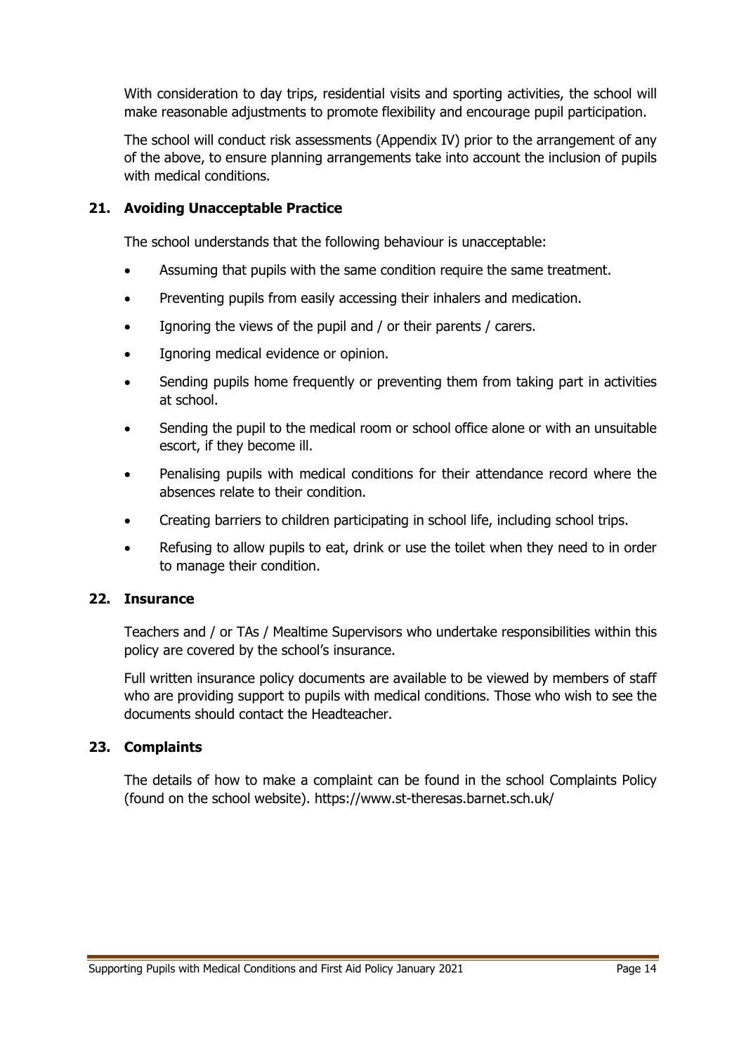With consideration to day trips, residential visits and sporting activities, the school will make reasonable adjustments to promote flexibility and encourage pupil participation.

The school will conduct risk assessments (Appendix IV) prior to the arrangement of any of the above, to ensure planning arrangements take into account the inclusion of pupils with medical conditions.

## 21. Avoiding Unacceptable Practice

The school understands that the following behaviour is unacceptable:

- Assuming that pupils with the same condition require the same treatment.
- Preventing pupils from easily accessing their inhalers and medication.
- Ignoring the views of the pupil and / or their parents / carers.
- Ignoring medical evidence or opinion.
- Sending pupils home frequently or preventing them from taking part in activities at school.
- Sending the pupil to the medical room or school office alone or with an unsuitable escort, if they become ill.
- Penalising pupils with medical conditions for their attendance record where the absences relate to their condition.
- Creating barriers to children participating in school life, including school trips.
- Refusing to allow pupils to eat, drink or use the toilet when they need to in order to manage their condition.

## 22. Insurance

Teachers and / or TAs / Mealtime Supervisors who undertake responsibilities within this policy are covered by the school's insurance.

Full written insurance policy documents are available to be viewed by members of staff who are providing support to pupils with medical conditions. Those who wish to see the documents should contact the Headteacher.

## 23. Complaints

The details of how to make a complaint can be found in the school Complaints Policy (found on the school website). https://www.st-theresas.barnet.sch.uk/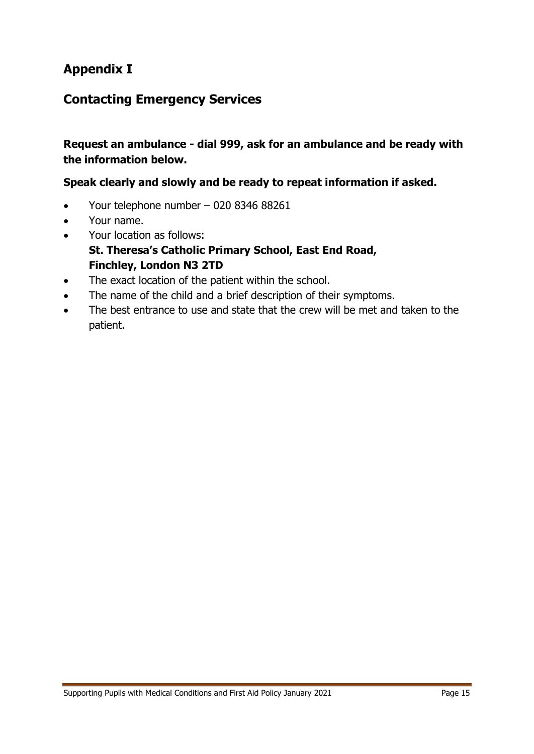## Appendix I

## Contacting Emergency Services

**Request an ambulance - dial 999, ask for an ambulance and be ready with the information below.**

**Speak clearly and slowly and be ready to repeat information if asked.**

- Your telephone number – 020 8346 88261
- Your name.
- Your location as follows:
  **St. Theresa's Catholic Primary School, East End Road, Finchley, London N3 2TD**
- The exact location of the patient within the school.
- The name of the child and a brief description of their symptoms.
- The best entrance to use and state that the crew will be met and taken to the patient.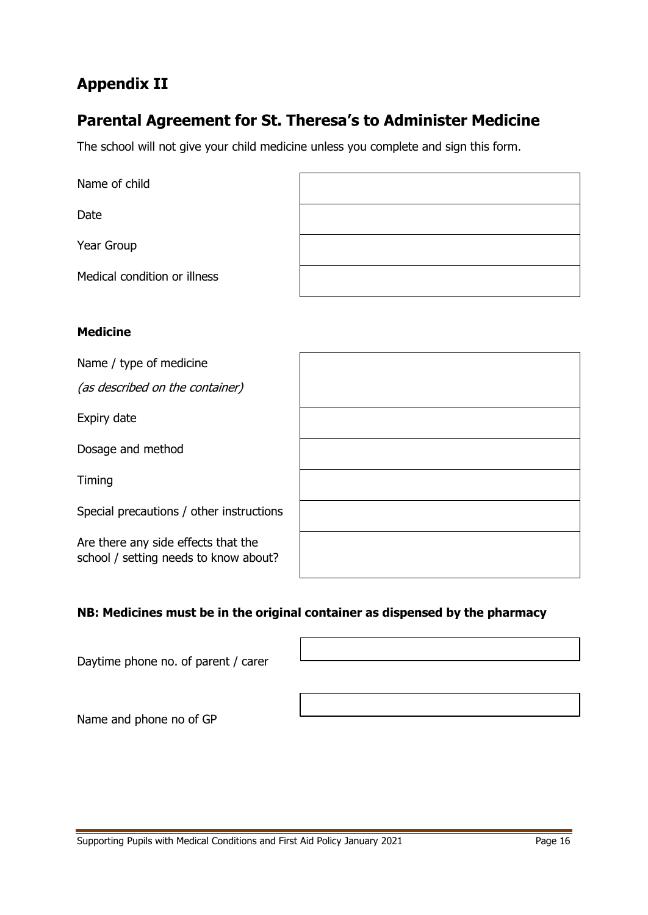## Appendix II

## Parental Agreement for St. Theresa's to Administer Medicine

The school will not give your child medicine unless you complete and sign this form.

| | |
|---|---|
| Name of child | |
| Date | |
| Year Group | |
| Medical condition or illness | |

**Medicine**

| | |
|---|---|
| Name / type of medicine *(as described on the container)* | |
| Expiry date | |
| Dosage and method | |
| Timing | |
| Special precautions / other instructions | |
| Are there any side effects that the school / setting needs to know about? | |

**NB: Medicines must be in the original container as dispensed by the pharmacy**

| | |
|---|---|
| Daytime phone no. of parent / carer | |
| Name and phone no of GP | |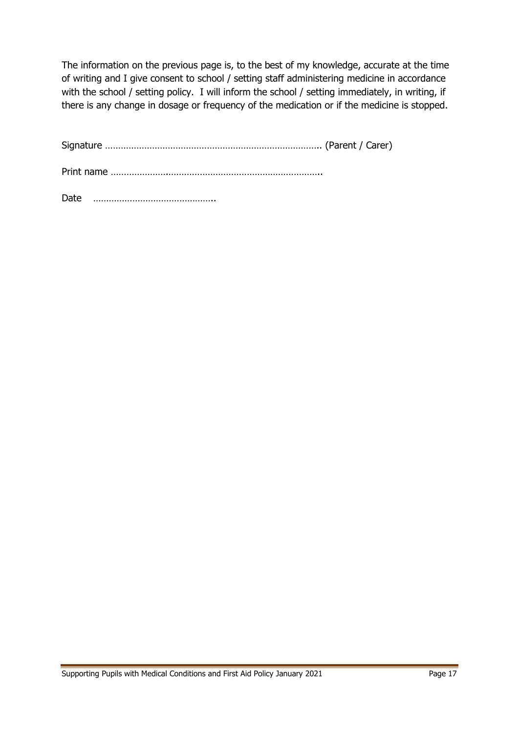The information on the previous page is, to the best of my knowledge, accurate at the time of writing and I give consent to school / setting staff administering medicine in accordance with the school / setting policy. I will inform the school / setting immediately, in writing, if there is any change in dosage or frequency of the medication or if the medicine is stopped.

Signature ………………………………………………………………………….. (Parent / Carer)

Print name ………………….…………………………………………………..

Date ………………………………………..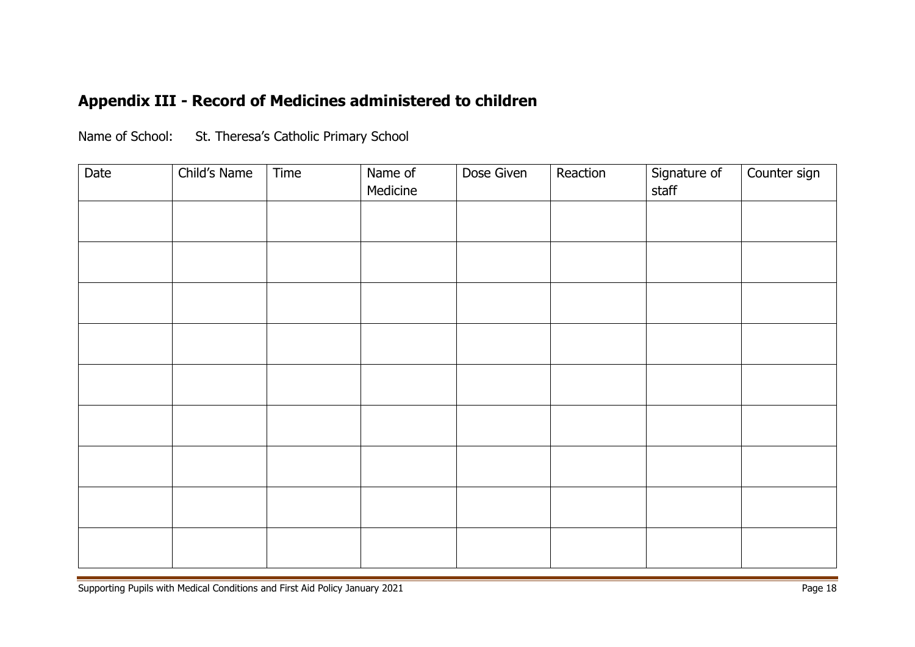## Appendix III - Record of Medicines administered to children

Name of School: St. Theresa's Catholic Primary School

| Date | Child's Name | Time | Name of Medicine | Dose Given | Reaction | Signature of staff | Counter sign |
|---|---|---|---|---|---|---|---|
| | | | | | | | |
| | | | | | | | |
| | | | | | | | |
| | | | | | | | |
| | | | | | | | |
| | | | | | | | |
| | | | | | | | |
| | | | | | | | |
| | | | | | | | |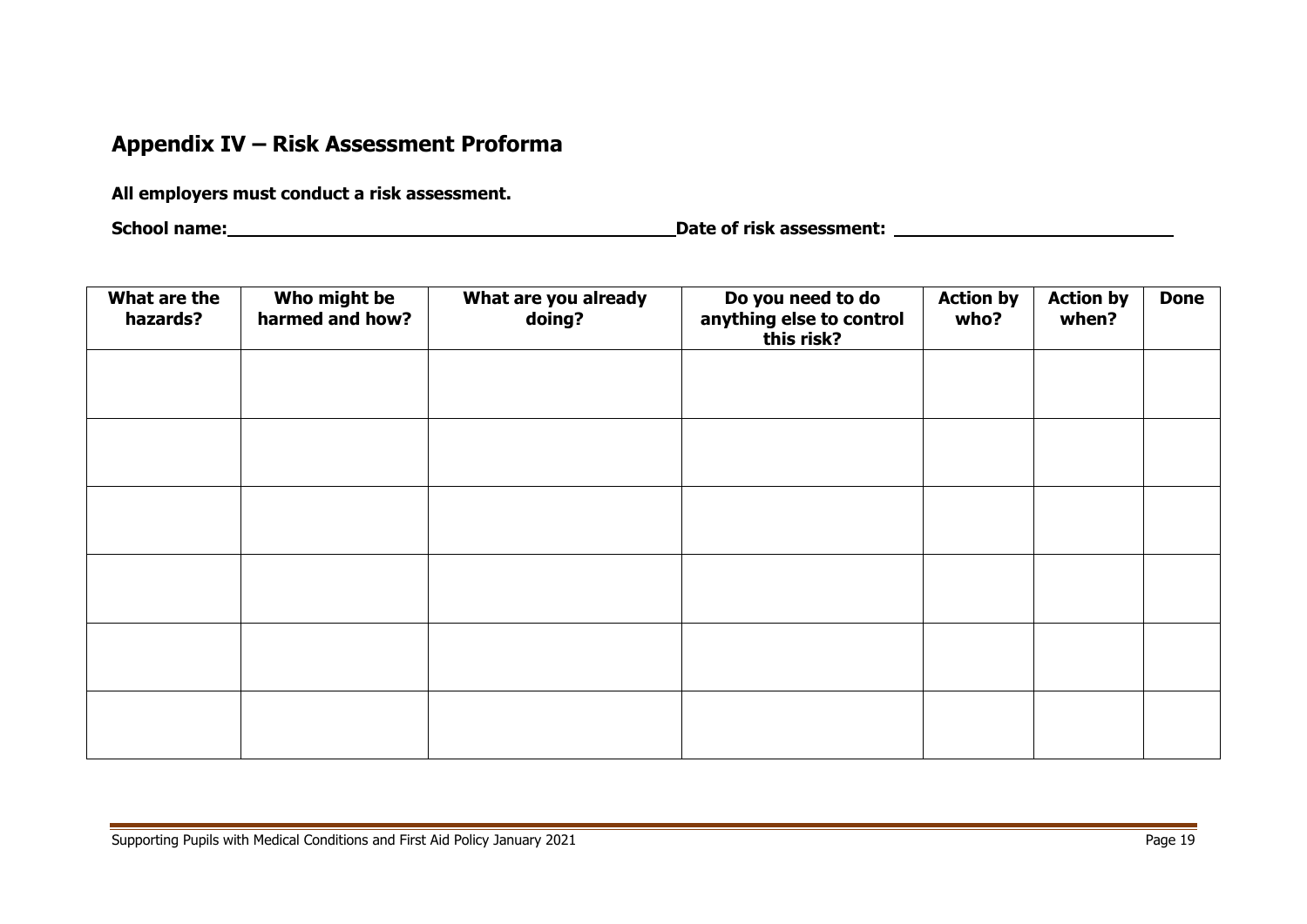## Appendix IV – Risk Assessment Proforma

**All employers must conduct a risk assessment.**

**School name:** ______________________________ **Date of risk assessment:** ______________________________

| What are the hazards? | Who might be harmed and how? | What are you already doing? | Do you need to do anything else to control this risk? | Action by who? | Action by when? | Done |
|---|---|---|---|---|---|---|
| | | | | | | |
| | | | | | | |
| | | | | | | |
| | | | | | | |
| | | | | | | |
| | | | | | | |